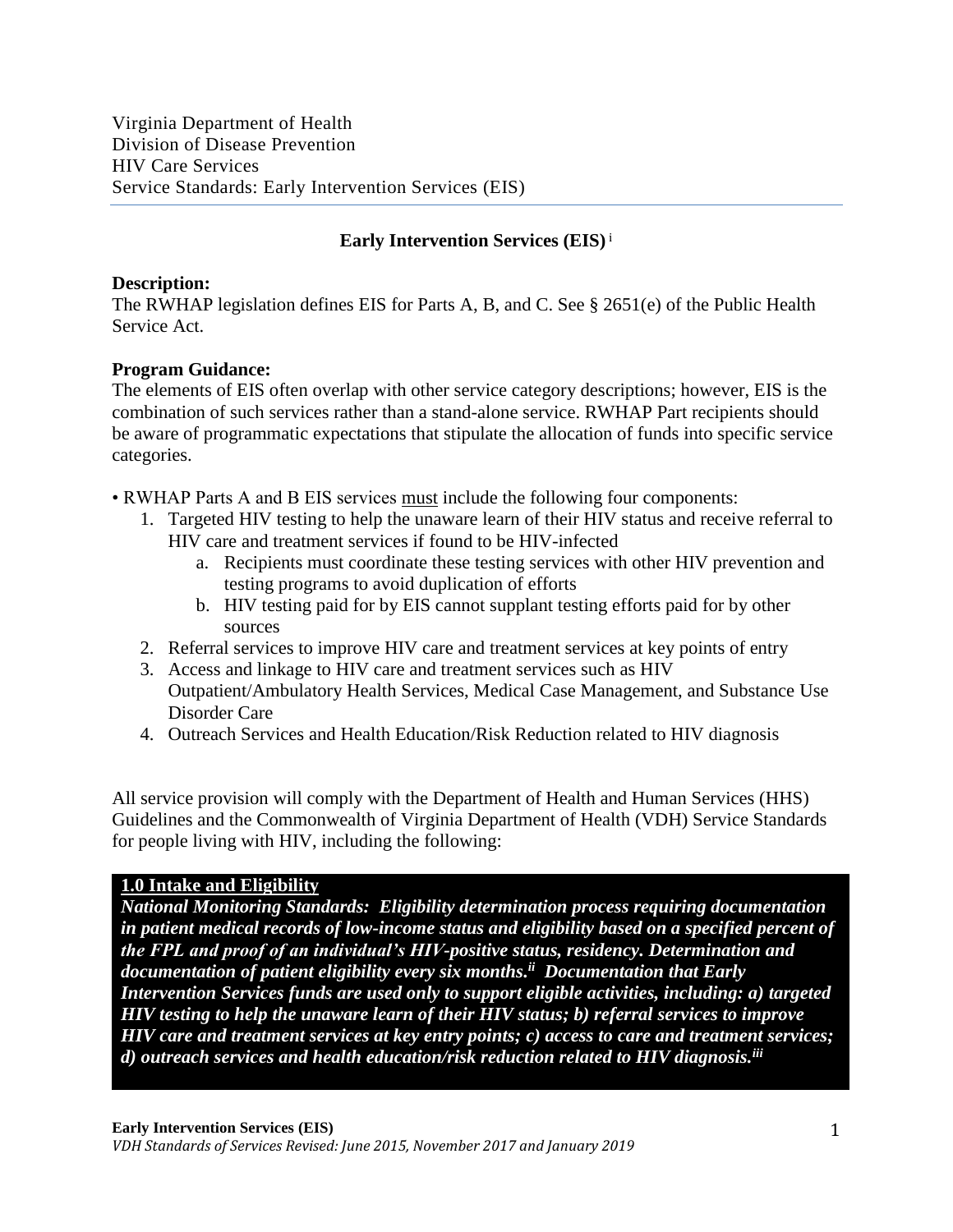Virginia Department of Health
Division of Disease Prevention
HIV Care Services
Service Standards: Early Intervention Services (EIS)

## Early Intervention Services (EIS) [i]

**Description:**
The RWHAP legislation defines EIS for Parts A, B, and C. See § 2651(e) of the Public Health Service Act.

**Program Guidance:**
The elements of EIS often overlap with other service category descriptions; however, EIS is the combination of such services rather than a stand-alone service. RWHAP Part recipients should be aware of programmatic expectations that stipulate the allocation of funds into specific service categories.

- RWHAP Parts A and B EIS services <u>must</u> include the following four components:
  1. Targeted HIV testing to help the unaware learn of their HIV status and receive referral to HIV care and treatment services if found to be HIV-infected
     a. Recipients must coordinate these testing services with other HIV prevention and testing programs to avoid duplication of efforts
     b. HIV testing paid for by EIS cannot supplant testing efforts paid for by other sources
  2. Referral services to improve HIV care and treatment services at key points of entry
  3. Access and linkage to HIV care and treatment services such as HIV Outpatient/Ambulatory Health Services, Medical Case Management, and Substance Use Disorder Care
  4. Outreach Services and Health Education/Risk Reduction related to HIV diagnosis

All service provision will comply with the Department of Health and Human Services (HHS) Guidelines and the Commonwealth of Virginia Department of Health (VDH) Service Standards for people living with HIV, including the following:

**<u>1.0 Intake and Eligibility</u>**
***National Monitoring Standards: Eligibility determination process requiring documentation in patient medical records of low-income status and eligibility based on a specified percent of the FPL and proof of an individual's HIV-positive status, residency. Determination and documentation of patient eligibility every six months.[ii] Documentation that Early Intervention Services funds are used only to support eligible activities, including: a) targeted HIV testing to help the unaware learn of their HIV status; b) referral services to improve HIV care and treatment services at key entry points; c) access to care and treatment services; d) outreach services and health education/risk reduction related to HIV diagnosis.[iii]***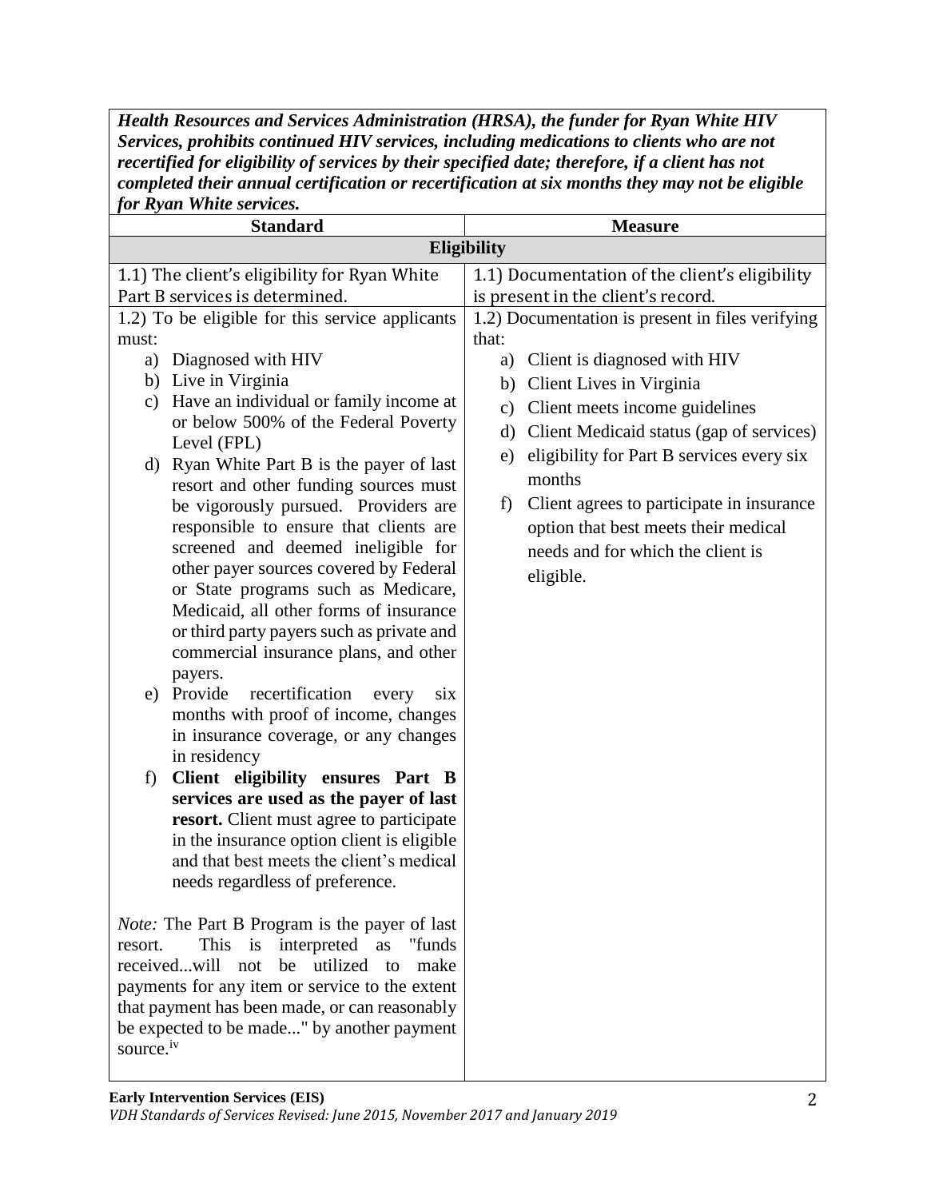***Health Resources and Services Administration (HRSA), the funder for Ryan White HIV Services, prohibits continued HIV services, including medications to clients who are not recertified for eligibility of services by their specified date; therefore, if a client has not completed their annual certification or recertification at six months they may not be eligible for Ryan White services.***

| Standard | Measure |
|---|---|
| **Eligibility** | |
| 1.1) The client's eligibility for Ryan White Part B services is determined. | 1.1) Documentation of the client's eligibility is present in the client's record. |
| 1.2) To be eligible for this service applicants must:<br>a) Diagnosed with HIV<br>b) Live in Virginia<br>c) Have an individual or family income at or below 500% of the Federal Poverty Level (FPL)<br>d) Ryan White Part B is the payer of last resort and other funding sources must be vigorously pursued. Providers are responsible to ensure that clients are screened and deemed ineligible for other payer sources covered by Federal or State programs such as Medicare, Medicaid, all other forms of insurance or third party payers such as private and commercial insurance plans, and other payers.<br>e) Provide recertification every six months with proof of income, changes in insurance coverage, or any changes in residency<br>f) **Client eligibility ensures Part B services are used as the payer of last resort.** Client must agree to participate in the insurance option client is eligible and that best meets the client's medical needs regardless of preference.<br><br>*Note:* The Part B Program is the payer of last resort. This is interpreted as "funds received...will not be utilized to make payments for any item or service to the extent that payment has been made, or can reasonably be expected to be made..." by another payment source.[iv] | 1.2) Documentation is present in files verifying that:<br>a) Client is diagnosed with HIV<br>b) Client Lives in Virginia<br>c) Client meets income guidelines<br>d) Client Medicaid status (gap of services)<br>e) eligibility for Part B services every six months<br>f) Client agrees to participate in insurance option that best meets their medical needs and for which the client is eligible. |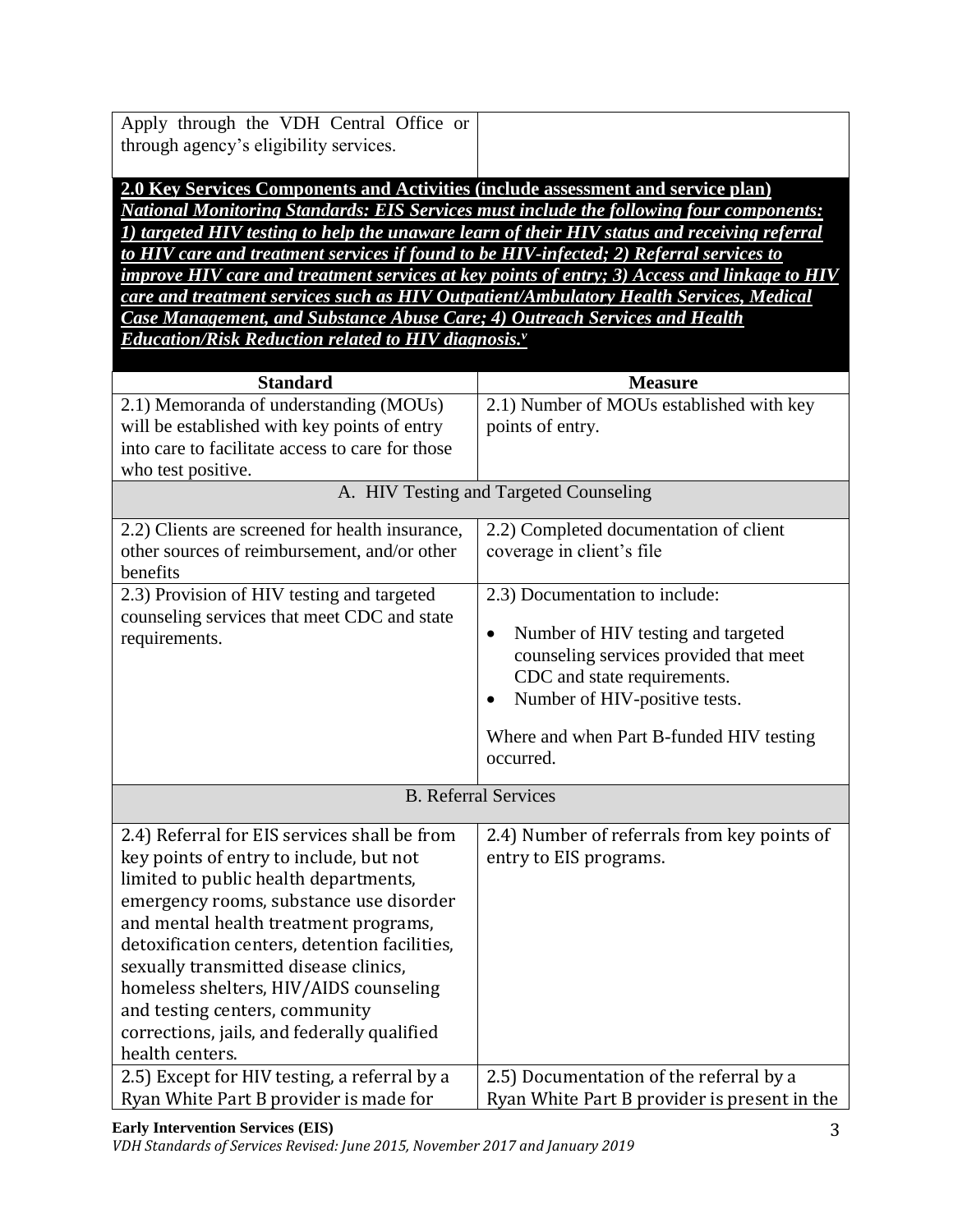| Apply through the VDH Central Office or through agency's eligibility services. | |
|---|---|

**2.0 Key Services Components and Activities (include assessment and service plan)**
***National Monitoring Standards: EIS Services must include the following four components: 1) targeted HIV testing to help the unaware learn of their HIV status and receiving referral to HIV care and treatment services if found to be HIV-infected; 2) Referral services to improve HIV care and treatment services at key points of entry; 3) Access and linkage to HIV care and treatment services such as HIV Outpatient/Ambulatory Health Services, Medical Case Management, and Substance Abuse Care; 4) Outreach Services and Health Education/Risk Reduction related to HIV diagnosis.[v]***

| Standard | Measure |
|---|---|
| 2.1) Memoranda of understanding (MOUs) will be established with key points of entry into care to facilitate access to care for those who test positive. | 2.1) Number of MOUs established with key points of entry. |
| **A. HIV Testing and Targeted Counseling** | |
| 2.2) Clients are screened for health insurance, other sources of reimbursement, and/or other benefits | 2.2) Completed documentation of client coverage in client's file |
| 2.3) Provision of HIV testing and targeted counseling services that meet CDC and state requirements. | 2.3) Documentation to include:<br>• Number of HIV testing and targeted counseling services provided that meet CDC and state requirements.<br>• Number of HIV-positive tests.<br><br>Where and when Part B-funded HIV testing occurred. |
| **B. Referral Services** | |
| 2.4) Referral for EIS services shall be from key points of entry to include, but not limited to public health departments, emergency rooms, substance use disorder and mental health treatment programs, detoxification centers, detention facilities, sexually transmitted disease clinics, homeless shelters, HIV/AIDS counseling and testing centers, community corrections, jails, and federally qualified health centers. | 2.4) Number of referrals from key points of entry to EIS programs. |
| 2.5) Except for HIV testing, a referral by a Ryan White Part B provider is made for | 2.5) Documentation of the referral by a Ryan White Part B provider is present in the |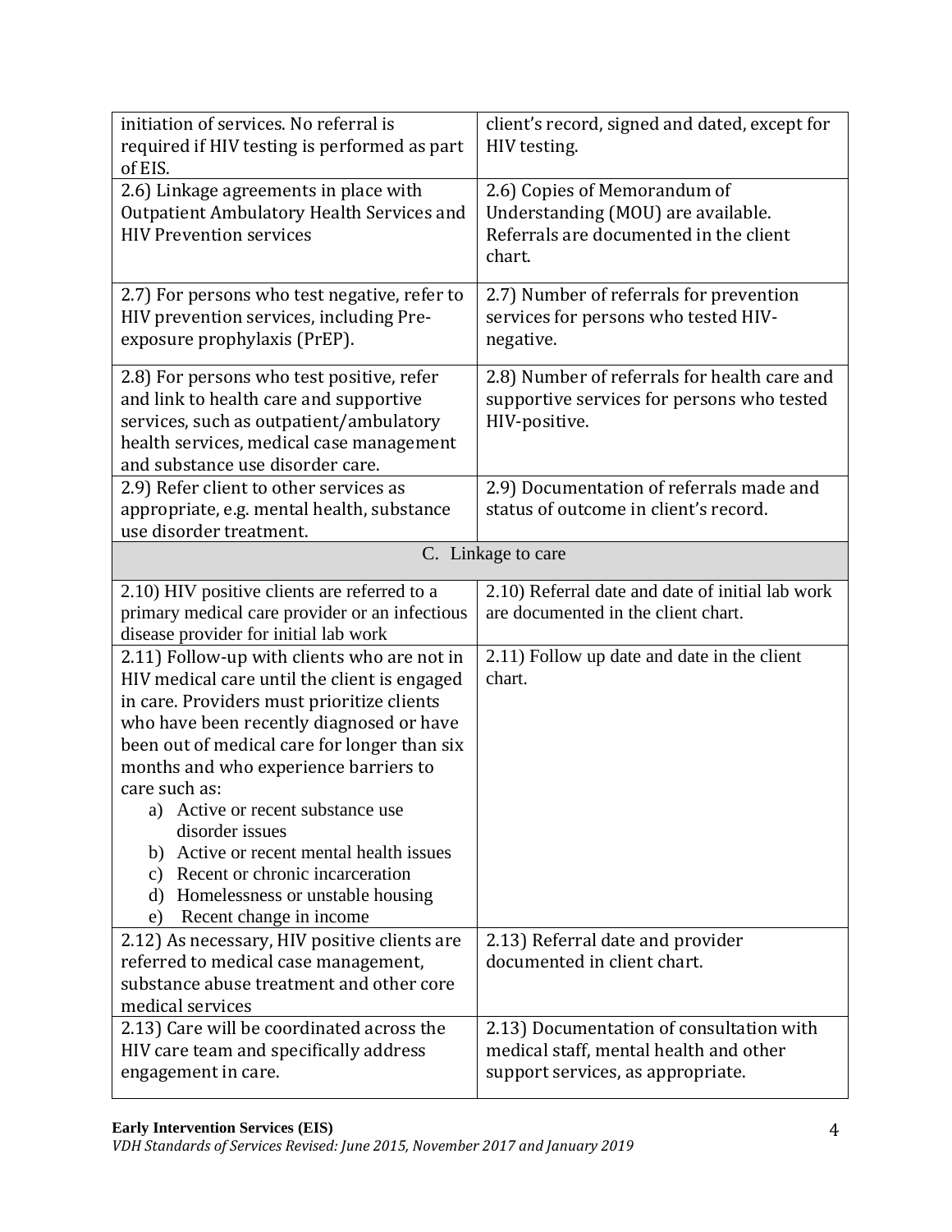| | |
|---|---|
| initiation of services. No referral is required if HIV testing is performed as part of EIS. | client's record, signed and dated, except for HIV testing. |
| 2.6) Linkage agreements in place with Outpatient Ambulatory Health Services and HIV Prevention services | 2.6) Copies of Memorandum of Understanding (MOU) are available. Referrals are documented in the client chart. |
| 2.7) For persons who test negative, refer to HIV prevention services, including Pre-exposure prophylaxis (PrEP). | 2.7) Number of referrals for prevention services for persons who tested HIV-negative. |
| 2.8) For persons who test positive, refer and link to health care and supportive services, such as outpatient/ambulatory health services, medical case management and substance use disorder care. | 2.8) Number of referrals for health care and supportive services for persons who tested HIV-positive. |
| 2.9) Refer client to other services as appropriate, e.g. mental health, substance use disorder treatment. | 2.9) Documentation of referrals made and status of outcome in client's record. |
| C. Linkage to care | |
| 2.10) HIV positive clients are referred to a primary medical care provider or an infectious disease provider for initial lab work | 2.10) Referral date and date of initial lab work are documented in the client chart. |
| 2.11) Follow-up with clients who are not in HIV medical care until the client is engaged in care. Providers must prioritize clients who have been recently diagnosed or have been out of medical care for longer than six months and who experience barriers to care such as:<br>a) Active or recent substance use disorder issues<br>b) Active or recent mental health issues<br>c) Recent or chronic incarceration<br>d) Homelessness or unstable housing<br>e) Recent change in income | 2.11) Follow up date and date in the client chart. |
| 2.12) As necessary, HIV positive clients are referred to medical case management, substance abuse treatment and other core medical services | 2.13) Referral date and provider documented in client chart. |
| 2.13) Care will be coordinated across the HIV care team and specifically address engagement in care. | 2.13) Documentation of consultation with medical staff, mental health and other support services, as appropriate. |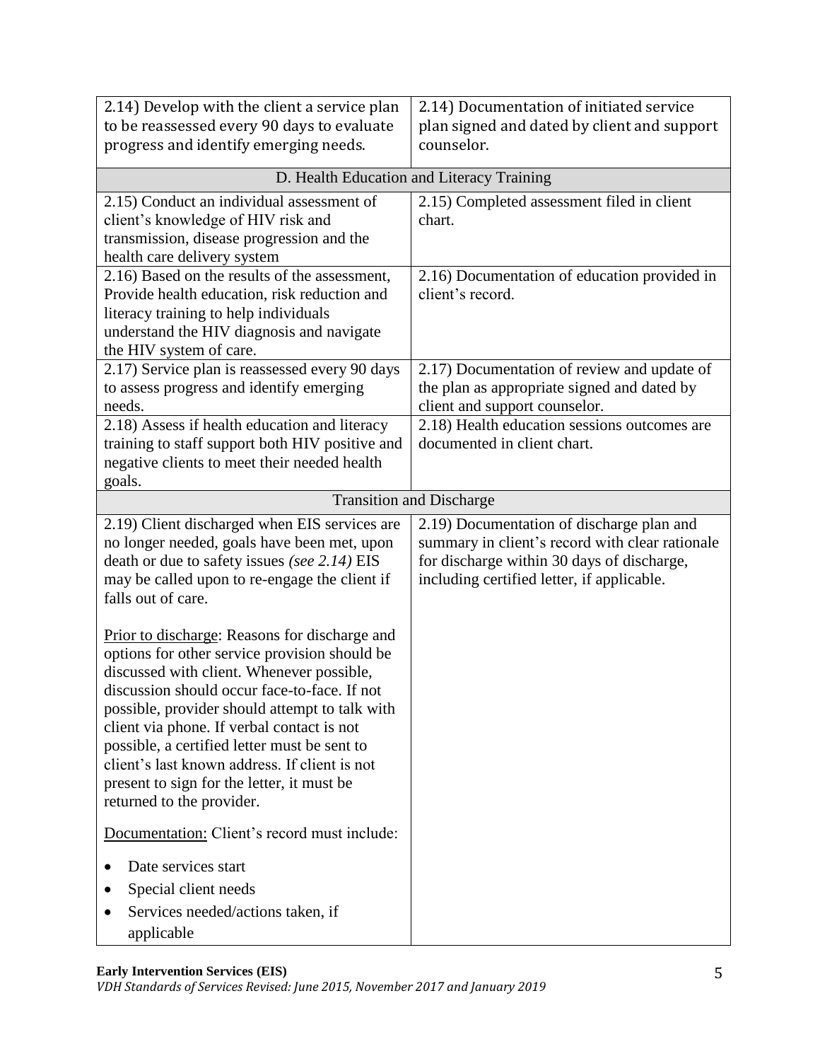| | |
|---|---|
| 2.14) Develop with the client a service plan to be reassessed every 90 days to evaluate progress and identify emerging needs. | 2.14) Documentation of initiated service plan signed and dated by client and support counselor. |
| **D. Health Education and Literacy Training** | |
| 2.15) Conduct an individual assessment of client's knowledge of HIV risk and transmission, disease progression and the health care delivery system | 2.15) Completed assessment filed in client chart. |
| 2.16) Based on the results of the assessment, Provide health education, risk reduction and literacy training to help individuals understand the HIV diagnosis and navigate the HIV system of care. | 2.16) Documentation of education provided in client's record. |
| 2.17) Service plan is reassessed every 90 days to assess progress and identify emerging needs. | 2.17) Documentation of review and update of the plan as appropriate signed and dated by client and support counselor. |
| 2.18) Assess if health education and literacy training to staff support both HIV positive and negative clients to meet their needed health goals. | 2.18) Health education sessions outcomes are documented in client chart. |
| **Transition and Discharge** | |
| 2.19) Client discharged when EIS services are no longer needed, goals have been met, upon death or due to safety issues *(see 2.14)* EIS may be called upon to re-engage the client if falls out of care.<br><br>Prior to discharge: Reasons for discharge and options for other service provision should be discussed with client. Whenever possible, discussion should occur face-to-face. If not possible, provider should attempt to talk with client via phone. If verbal contact is not possible, a certified letter must be sent to client's last known address. If client is not present to sign for the letter, it must be returned to the provider.<br><br>Documentation: Client's record must include:<br><br>• Date services start<br>• Special client needs<br>• Services needed/actions taken, if applicable | 2.19) Documentation of discharge plan and summary in client's record with clear rationale for discharge within 30 days of discharge, including certified letter, if applicable. |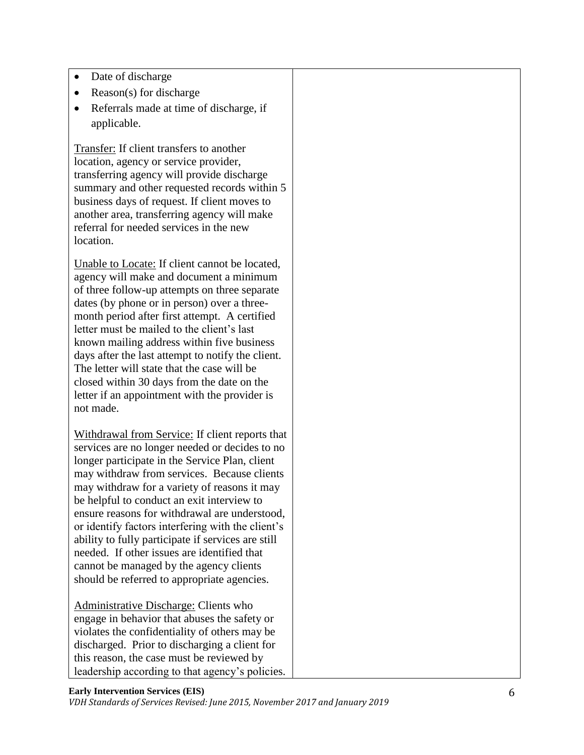| | |
|---|---|
| • Date of discharge<br>• Reason(s) for discharge<br>• Referrals made at time of discharge, if applicable.<br><br><u>Transfer:</u> If client transfers to another location, agency or service provider, transferring agency will provide discharge summary and other requested records within 5 business days of request. If client moves to another area, transferring agency will make referral for needed services in the new location.<br><br><u>Unable to Locate:</u> If client cannot be located, agency will make and document a minimum of three follow-up attempts on three separate dates (by phone or in person) over a three-month period after first attempt. A certified letter must be mailed to the client's last known mailing address within five business days after the last attempt to notify the client. The letter will state that the case will be closed within 30 days from the date on the letter if an appointment with the provider is not made.<br><br><u>Withdrawal from Service:</u> If client reports that services are no longer needed or decides to no longer participate in the Service Plan, client may withdraw from services. Because clients may withdraw for a variety of reasons it may be helpful to conduct an exit interview to ensure reasons for withdrawal are understood, or identify factors interfering with the client's ability to fully participate if services are still needed. If other issues are identified that cannot be managed by the agency clients should be referred to appropriate agencies.<br><br><u>Administrative Discharge:</u> Clients who engage in behavior that abuses the safety or violates the confidentiality of others may be discharged. Prior to discharging a client for this reason, the case must be reviewed by leadership according to that agency's policies. | |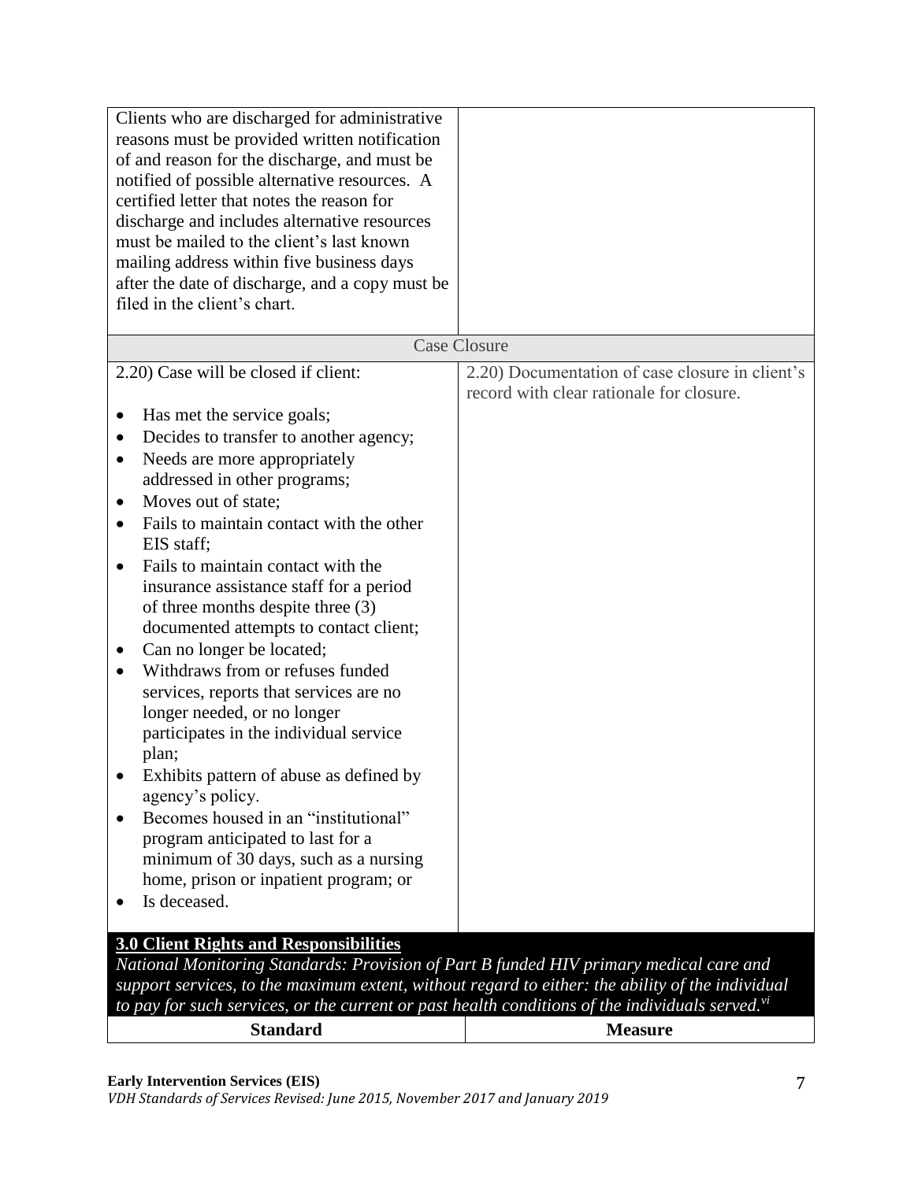| | |
|---|---|
| Clients who are discharged for administrative reasons must be provided written notification of and reason for the discharge, and must be notified of possible alternative resources. A certified letter that notes the reason for discharge and includes alternative resources must be mailed to the client's last known mailing address within five business days after the date of discharge, and a copy must be filed in the client's chart. | |
| **Case Closure** | |
| 2.20) Case will be closed if client:<br>• Has met the service goals;<br>• Decides to transfer to another agency;<br>• Needs are more appropriately addressed in other programs;<br>• Moves out of state;<br>• Fails to maintain contact with the other EIS staff;<br>• Fails to maintain contact with the insurance assistance staff for a period of three months despite three (3) documented attempts to contact client;<br>• Can no longer be located;<br>• Withdraws from or refuses funded services, reports that services are no longer needed, or no longer participates in the individual service plan;<br>• Exhibits pattern of abuse as defined by agency's policy.<br>• Becomes housed in an "institutional" program anticipated to last for a minimum of 30 days, such as a nursing home, prison or inpatient program; or<br>• Is deceased. | 2.20) Documentation of case closure in client's record with clear rationale for closure. |

### 3.0 Client Rights and Responsibilities

*National Monitoring Standards: Provision of Part B funded HIV primary medical care and support services, to the maximum extent, without regard to either: the ability of the individual to pay for such services, or the current or past health conditions of the individuals served.*[vi]

| Standard | Measure |
|---|---|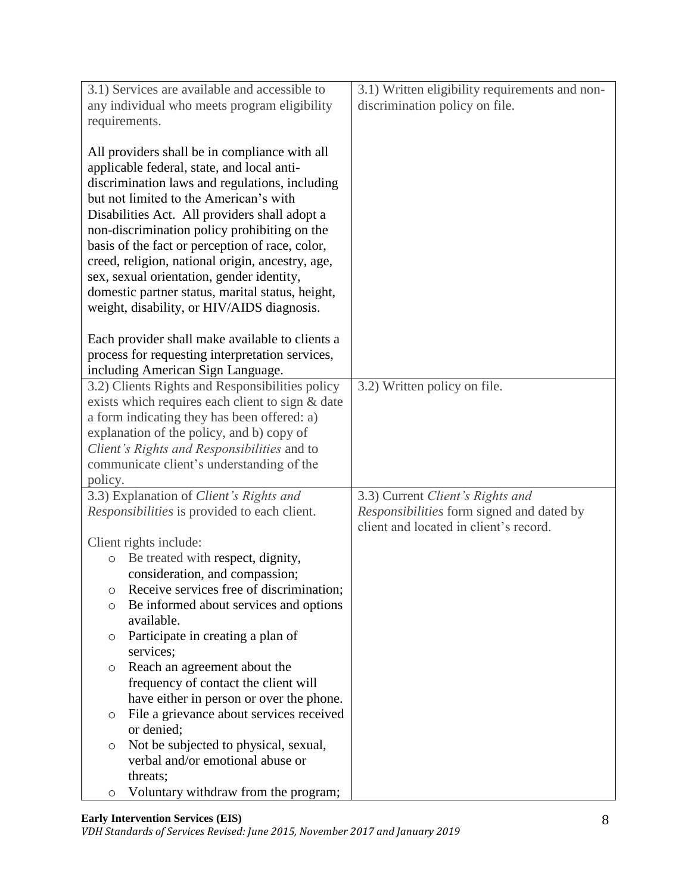| | |
|---|---|
| 3.1) Services are available and accessible to any individual who meets program eligibility requirements.<br><br>All providers shall be in compliance with all applicable federal, state, and local anti-discrimination laws and regulations, including but not limited to the American's with Disabilities Act. All providers shall adopt a non-discrimination policy prohibiting on the basis of the fact or perception of race, color, creed, religion, national origin, ancestry, age, sex, sexual orientation, gender identity, domestic partner status, marital status, height, weight, disability, or HIV/AIDS diagnosis.<br><br>Each provider shall make available to clients a process for requesting interpretation services, including American Sign Language. | 3.1) Written eligibility requirements and non-discrimination policy on file. |
| 3.2) Clients Rights and Responsibilities policy exists which requires each client to sign & date a form indicating they has been offered: a) explanation of the policy, and b) copy of *Client's Rights and Responsibilities* and to communicate client's understanding of the policy. | 3.2) Written policy on file. |
| 3.3) Explanation of *Client's Rights and Responsibilities* is provided to each client.<br><br>Client rights include:<br>o Be treated with respect, dignity, consideration, and compassion;<br>o Receive services free of discrimination;<br>o Be informed about services and options available.<br>o Participate in creating a plan of services;<br>o Reach an agreement about the frequency of contact the client will have either in person or over the phone.<br>o File a grievance about services received or denied;<br>o Not be subjected to physical, sexual, verbal and/or emotional abuse or threats;<br>o Voluntary withdraw from the program; | 3.3) Current *Client's Rights and Responsibilities* form signed and dated by client and located in client's record. |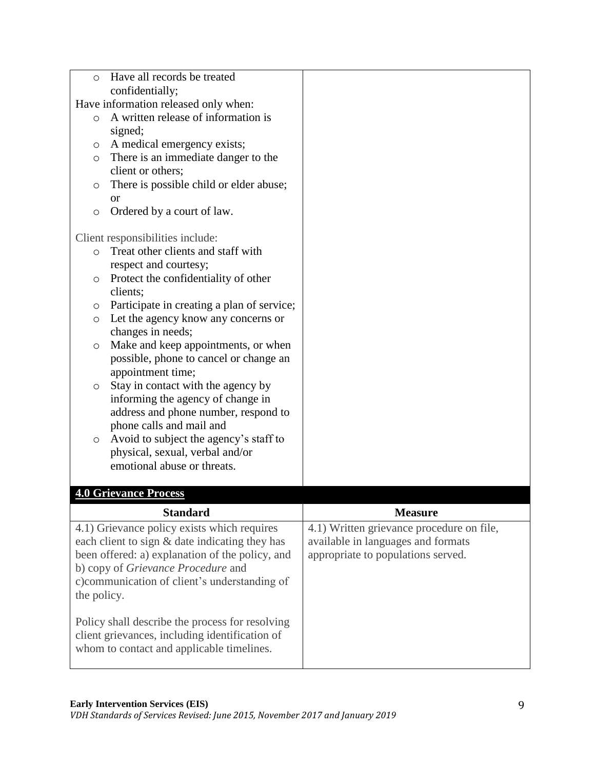| | |
|---|---|
| o Have all records be treated confidentially;<br>Have information released only when:<br>o A written release of information is signed;<br>o A medical emergency exists;<br>o There is an immediate danger to the client or others;<br>o There is possible child or elder abuse; or<br>o Ordered by a court of law.<br><br>Client responsibilities include:<br>o Treat other clients and staff with respect and courtesy;<br>o Protect the confidentiality of other clients;<br>o Participate in creating a plan of service;<br>o Let the agency know any concerns or changes in needs;<br>o Make and keep appointments, or when possible, phone to cancel or change an appointment time;<br>o Stay in contact with the agency by informing the agency of change in address and phone number, respond to phone calls and mail and<br>o Avoid to subject the agency's staff to physical, sexual, verbal and/or emotional abuse or threats. | |

**4.0 Grievance Process**

| Standard | Measure |
|---|---|
| 4.1) Grievance policy exists which requires each client to sign & date indicating they has been offered: a) explanation of the policy, and b) copy of *Grievance Procedure* and c)communication of client's understanding of the policy.<br><br>Policy shall describe the process for resolving client grievances, including identification of whom to contact and applicable timelines. | 4.1) Written grievance procedure on file, available in languages and formats appropriate to populations served. |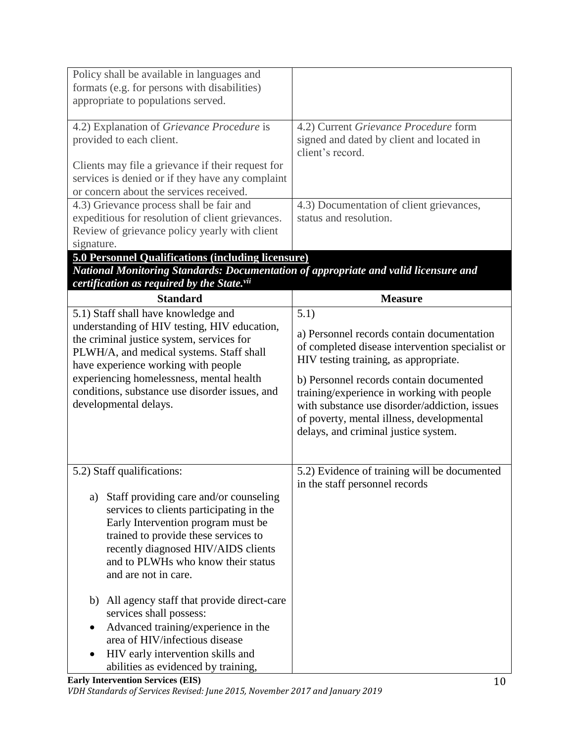| | |
|---|---|
| Policy shall be available in languages and formats (e.g. for persons with disabilities) appropriate to populations served. | |
| 4.2) Explanation of *Grievance Procedure* is provided to each client.<br><br>Clients may file a grievance if their request for services is denied or if they have any complaint or concern about the services received. | 4.2) Current *Grievance Procedure* form signed and dated by client and located in client's record. |
| 4.3) Grievance process shall be fair and expeditious for resolution of client grievances. Review of grievance policy yearly with client signature. | 4.3) Documentation of client grievances, status and resolution. |

**5.0 Personnel Qualifications (including licensure)**

***National Monitoring Standards: Documentation of appropriate and valid licensure and certification as required by the State.[vii]***

| Standard | Measure |
|---|---|
| 5.1) Staff shall have knowledge and understanding of HIV testing, HIV education, the criminal justice system, services for PLWH/A, and medical systems. Staff shall have experience working with people experiencing homelessness, mental health conditions, substance use disorder issues, and developmental delays. | 5.1)<br><br>a) Personnel records contain documentation of completed disease intervention specialist or HIV testing training, as appropriate.<br><br>b) Personnel records contain documented training/experience in working with people with substance use disorder/addiction, issues of poverty, mental illness, developmental delays, and criminal justice system. |
| 5.2) Staff qualifications:<br><br>a) Staff providing care and/or counseling services to clients participating in the Early Intervention program must be trained to provide these services to recently diagnosed HIV/AIDS clients and to PLWHs who know their status and are not in care.<br><br>b) All agency staff that provide direct-care services shall possess:<br>• Advanced training/experience in the area of HIV/infectious disease<br>• HIV early intervention skills and abilities as evidenced by training, | 5.2) Evidence of training will be documented in the staff personnel records |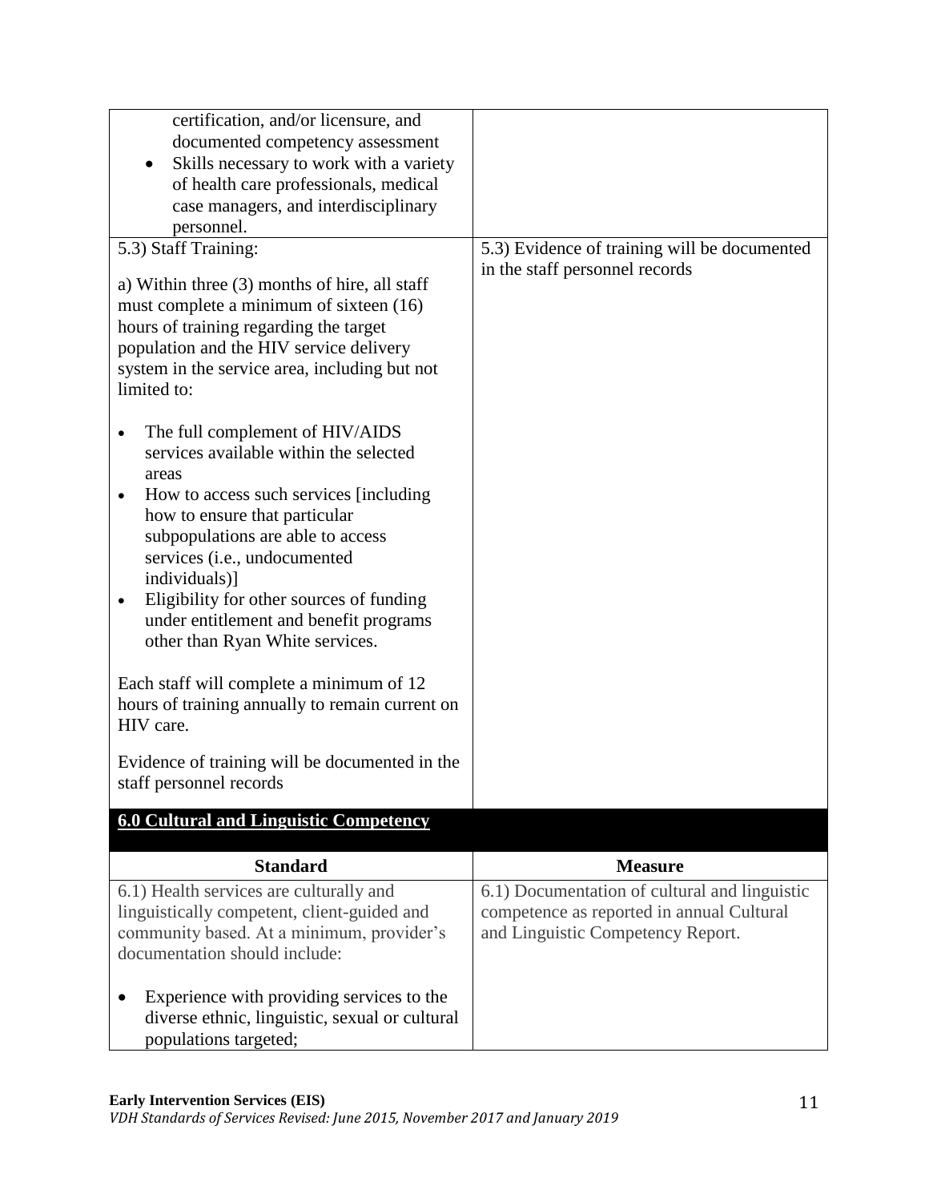| | |
|---|---|
| certification, and/or licensure, and documented competency assessment<br>• Skills necessary to work with a variety of health care professionals, medical case managers, and interdisciplinary personnel. | |
| 5.3) Staff Training:<br><br>a) Within three (3) months of hire, all staff must complete a minimum of sixteen (16) hours of training regarding the target population and the HIV service delivery system in the service area, including but not limited to:<br><br>• The full complement of HIV/AIDS services available within the selected areas<br>• How to access such services [including how to ensure that particular subpopulations are able to access services (i.e., undocumented individuals)]<br>• Eligibility for other sources of funding under entitlement and benefit programs other than Ryan White services.<br><br>Each staff will complete a minimum of 12 hours of training annually to remain current on HIV care.<br><br>Evidence of training will be documented in the staff personnel records | 5.3) Evidence of training will be documented in the staff personnel records |

## 6.0 Cultural and Linguistic Competency

| Standard | Measure |
|---|---|
| 6.1) Health services are culturally and linguistically competent, client-guided and community based. At a minimum, provider's documentation should include:<br><br>• Experience with providing services to the diverse ethnic, linguistic, sexual or cultural populations targeted; | 6.1) Documentation of cultural and linguistic competence as reported in annual Cultural and Linguistic Competency Report. |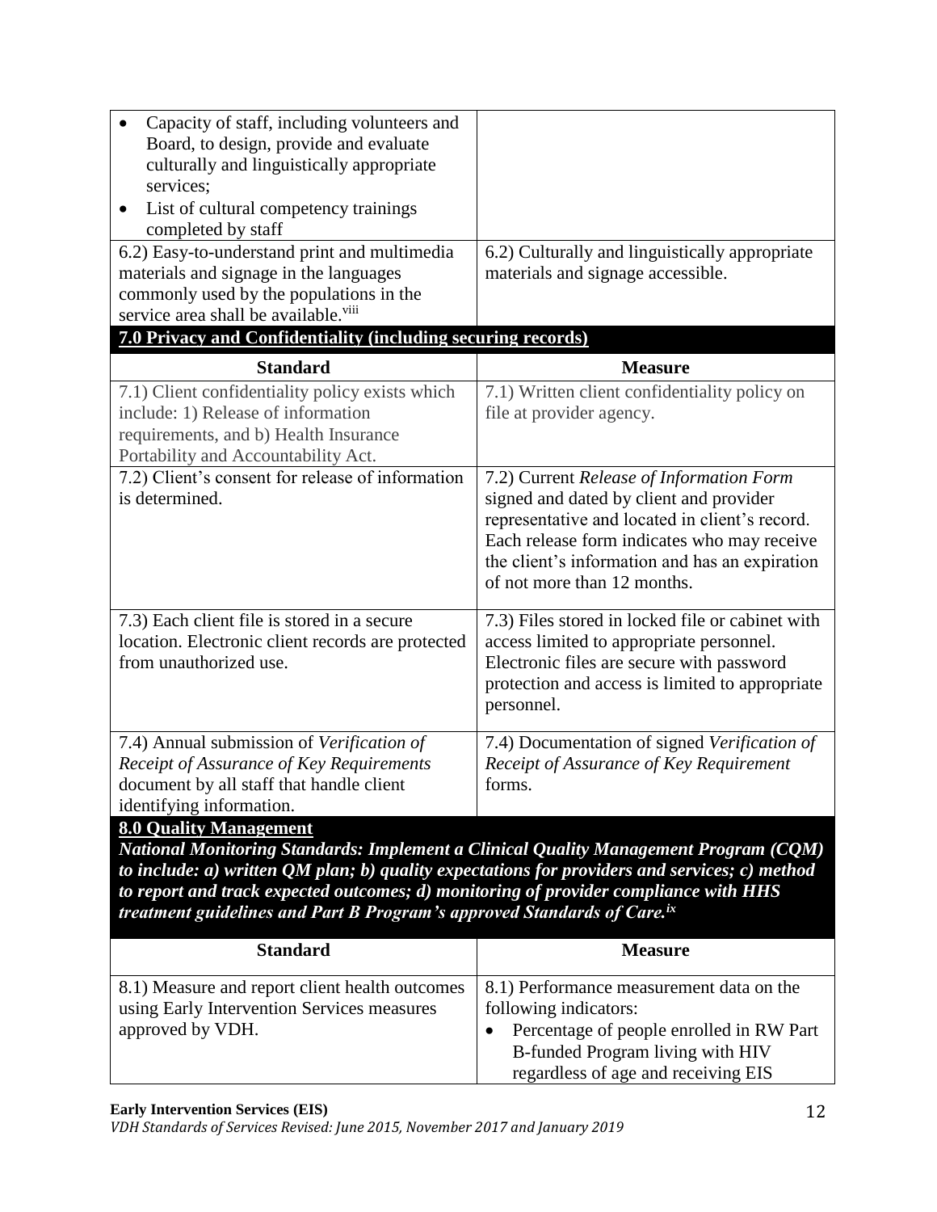| | |
|---|---|
| • Capacity of staff, including volunteers and Board, to design, provide and evaluate culturally and linguistically appropriate services;<br>• List of cultural competency trainings completed by staff | |
| 6.2) Easy-to-understand print and multimedia materials and signage in the languages commonly used by the populations in the service area shall be available.[viii] | 6.2) Culturally and linguistically appropriate materials and signage accessible. |

**7.0 Privacy and Confidentiality (including securing records)**

| Standard | Measure |
|---|---|
| 7.1) Client confidentiality policy exists which include: 1) Release of information requirements, and b) Health Insurance Portability and Accountability Act. | 7.1) Written client confidentiality policy on file at provider agency. |
| 7.2) Client's consent for release of information is determined. | 7.2) Current *Release of Information Form* signed and dated by client and provider representative and located in client's record. Each release form indicates who may receive the client's information and has an expiration of not more than 12 months. |
| 7.3) Each client file is stored in a secure location. Electronic client records are protected from unauthorized use. | 7.3) Files stored in locked file or cabinet with access limited to appropriate personnel. Electronic files are secure with password protection and access is limited to appropriate personnel. |
| 7.4) Annual submission of *Verification of Receipt of Assurance of Key Requirements* document by all staff that handle client identifying information. | 7.4) Documentation of signed *Verification of Receipt of Assurance of Key Requirement* forms. |

**8.0 Quality Management**

***National Monitoring Standards: Implement a Clinical Quality Management Program (CQM) to include: a) written QM plan; b) quality expectations for providers and services; c) method to report and track expected outcomes; d) monitoring of provider compliance with HHS treatment guidelines and Part B Program's approved Standards of Care.[ix]***

| Standard | Measure |
|---|---|
| 8.1) Measure and report client health outcomes using Early Intervention Services measures approved by VDH. | 8.1) Performance measurement data on the following indicators:<br>• Percentage of people enrolled in RW Part B-funded Program living with HIV regardless of age and receiving EIS |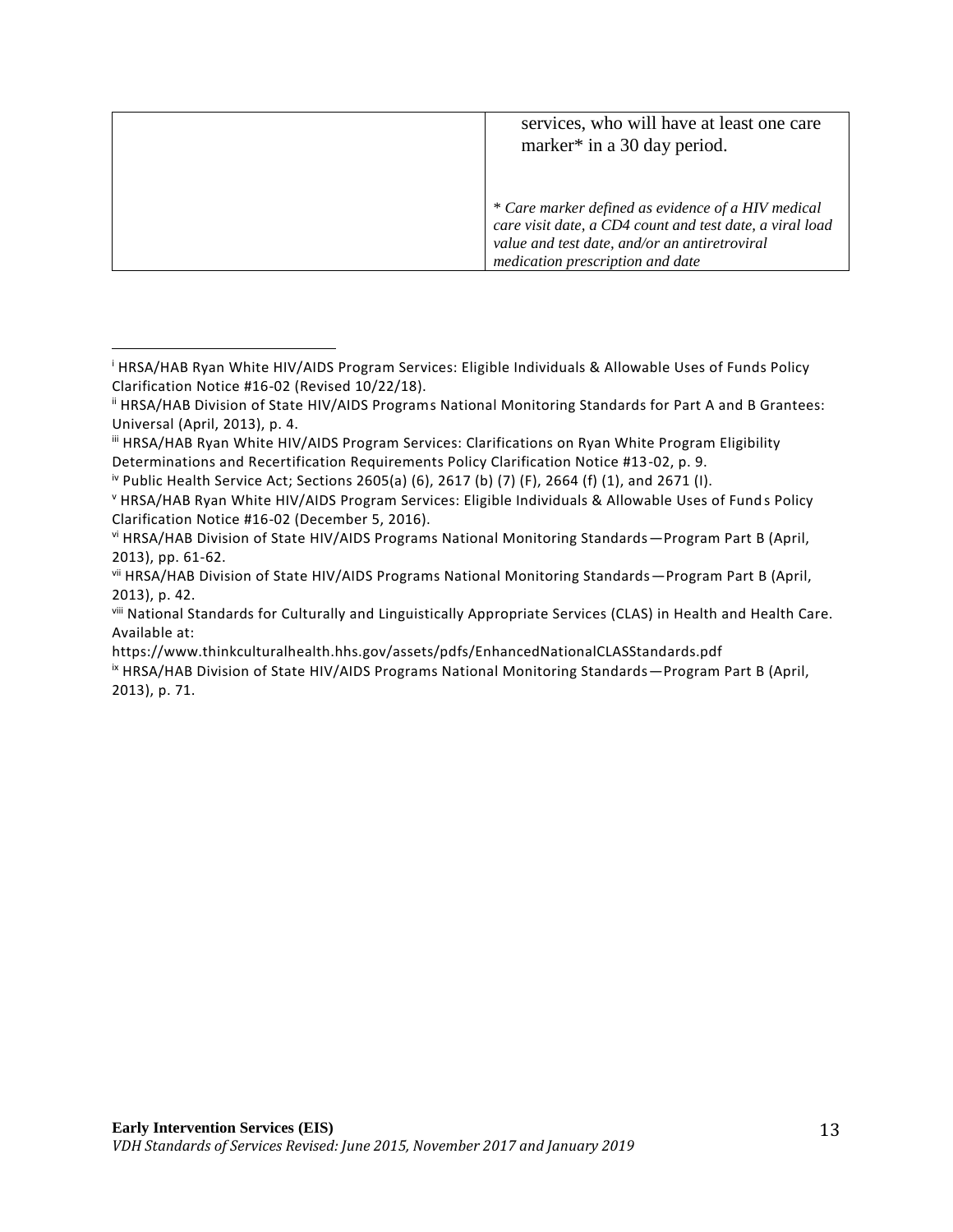| | |
|---|---|
| | services, who will have at least one care marker* in a 30 day period.<br><br>*\* Care marker defined as evidence of a HIV medical care visit date, a CD4 count and test date, a viral load value and test date, and/or an antiretroviral medication prescription and date* |

---

[i] HRSA/HAB Ryan White HIV/AIDS Program Services: Eligible Individuals & Allowable Uses of Funds Policy Clarification Notice #16-02 (Revised 10/22/18).

[ii] HRSA/HAB Division of State HIV/AIDS Programs National Monitoring Standards for Part A and B Grantees: Universal (April, 2013), p. 4.

[iii] HRSA/HAB Ryan White HIV/AIDS Program Services: Clarifications on Ryan White Program Eligibility Determinations and Recertification Requirements Policy Clarification Notice #13-02, p. 9.

[iv] Public Health Service Act; Sections 2605(a) (6), 2617 (b) (7) (F), 2664 (f) (1), and 2671 (I).

[v] HRSA/HAB Ryan White HIV/AIDS Program Services: Eligible Individuals & Allowable Uses of Funds Policy Clarification Notice #16-02 (December 5, 2016).

[vi] HRSA/HAB Division of State HIV/AIDS Programs National Monitoring Standards—Program Part B (April, 2013), pp. 61-62.

[vii] HRSA/HAB Division of State HIV/AIDS Programs National Monitoring Standards—Program Part B (April, 2013), p. 42.

[viii] National Standards for Culturally and Linguistically Appropriate Services (CLAS) in Health and Health Care. Available at: https://www.thinkculturalhealth.hhs.gov/assets/pdfs/EnhancedNationalCLASStandards.pdf

[ix] HRSA/HAB Division of State HIV/AIDS Programs National Monitoring Standards—Program Part B (April, 2013), p. 71.